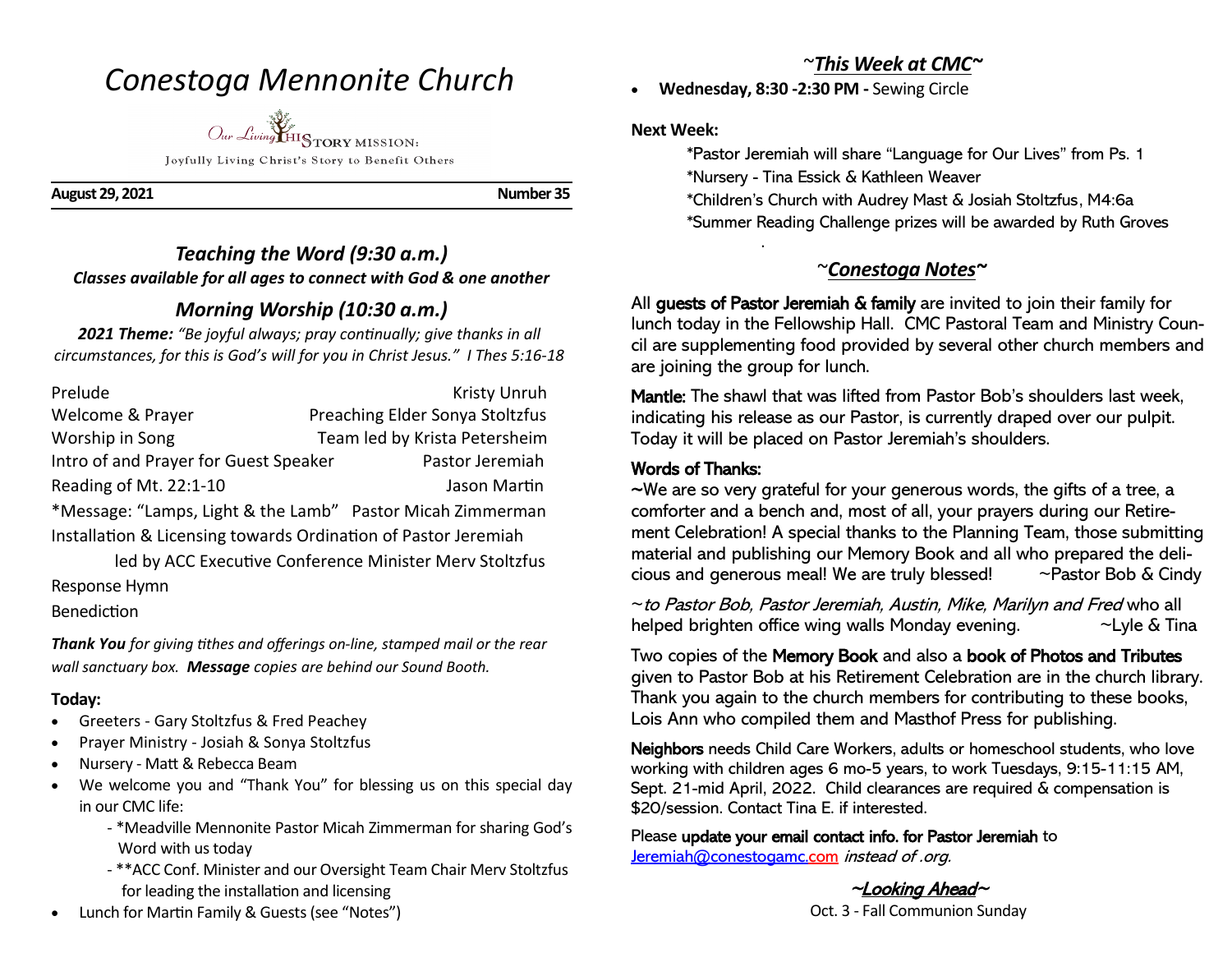# Conestoga Mennonite Church

Our Living HISTORY MISSION:
Joyfully Living Christ's Story to Benefit Others

**August 29, 2021** **Number 35**

## *Teaching the Word (9:30 a.m.)*

***Classes available for all ages to connect with God & one another***

## *Morning Worship (10:30 a.m.)*

***2021 Theme:*** *"Be joyful always; pray continually; give thanks in all circumstances, for this is God's will for you in Christ Jesus." I Thes 5:16-18*

| | |
|---|---|
| Prelude | Kristy Unruh |
| Welcome & Prayer | Preaching Elder Sonya Stoltzfus |
| Worship in Song | Team led by Krista Petersheim |
| Intro of and Prayer for Guest Speaker | Pastor Jeremiah |
| Reading of Mt. 22:1-10 | Jason Martin |
| *Message: "Lamps, Light & the Lamb" | Pastor Micah Zimmerman |

Installation & Licensing towards Ordination of Pastor Jeremiah
led by ACC Executive Conference Minister Merv Stoltzfus

Response Hymn

Benediction

***Thank You*** *for giving tithes and offerings on-line, stamped mail or the rear wall sanctuary box.* ***Message*** *copies are behind our Sound Booth.*

### Today:

- Greeters - Gary Stoltzfus & Fred Peachey
- Prayer Ministry - Josiah & Sonya Stoltzfus
- Nursery - Matt & Rebecca Beam
- We welcome you and "Thank You" for blessing us on this special day in our CMC life:
  - *Meadville Mennonite Pastor Micah Zimmerman for sharing God's Word with us today
  - **ACC Conf. Minister and our Oversight Team Chair Merv Stoltzfus for leading the installation and licensing
- Lunch for Martin Family & Guests (see "Notes")

## ~*This Week at CMC*~

- **Wednesday, 8:30 -2:30 PM -** Sewing Circle

**Next Week:**

*Pastor Jeremiah will share "Language for Our Lives" from Ps. 1
*Nursery - Tina Essick & Kathleen Weaver
*Children's Church with Audrey Mast & Josiah Stoltzfus, M4:6a
*Summer Reading Challenge prizes will be awarded by Ruth Groves

## ~*Conestoga Notes*~

All **guests of Pastor Jeremiah & family** are invited to join their family for lunch today in the Fellowship Hall. CMC Pastoral Team and Ministry Council are supplementing food provided by several other church members and are joining the group for lunch.

**Mantle:** The shawl that was lifted from Pastor Bob's shoulders last week, indicating his release as our Pastor, is currently draped over our pulpit. Today it will be placed on Pastor Jeremiah's shoulders.

**Words of Thanks:**

~We are so very grateful for your generous words, the gifts of a tree, a comforter and a bench and, most of all, your prayers during our Retirement Celebration! A special thanks to the Planning Team, those submitting material and publishing our Memory Book and all who prepared the delicious and generous meal! We are truly blessed! ~Pastor Bob & Cindy

~*to Pastor Bob, Pastor Jeremiah, Austin, Mike, Marilyn and Fred* who all helped brighten office wing walls Monday evening. ~Lyle & Tina

Two copies of the **Memory Book** and also a **book of Photos and Tributes** given to Pastor Bob at his Retirement Celebration are in the church library. Thank you again to the church members for contributing to these books, Lois Ann who compiled them and Masthof Press for publishing.

**Neighbors** needs Child Care Workers, adults or homeschool students, who love working with children ages 6 mo-5 years, to work Tuesdays, 9:15-11:15 AM, Sept. 21-mid April, 2022. Child clearances are required & compensation is $20/session. Contact Tina E. if interested.

Please **update your email contact info. for Pastor Jeremiah** to Jeremiah@conestogamc.com *instead of .org.*

## ~*Looking Ahead*~

Oct. 3 - Fall Communion Sunday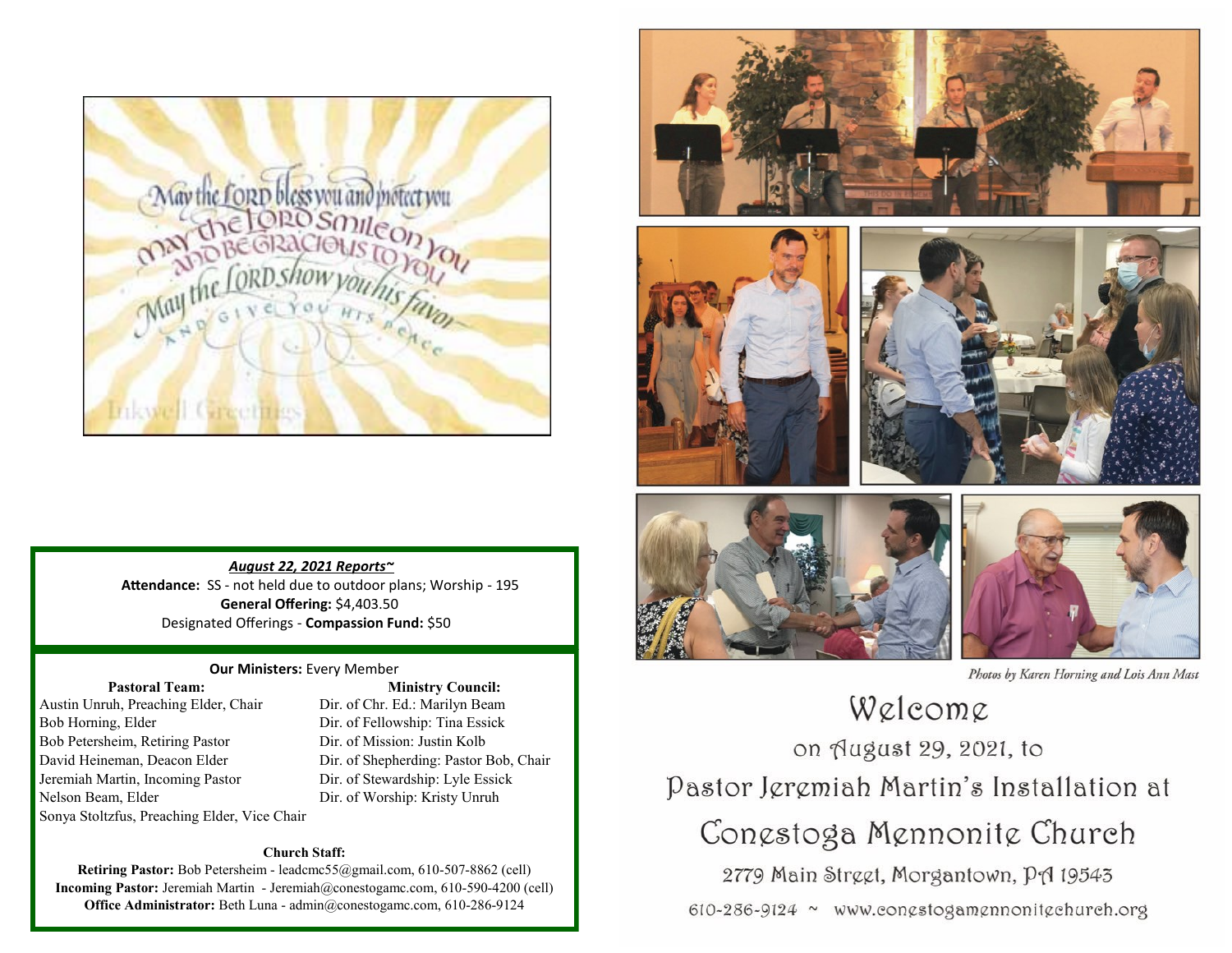May the LORD bless you and protect you
May the LORD smile on you and be gracious to you
May the LORD show you his favor
and give you his peace

Inkwell Greetings

***August 22, 2021 Reports~***

**Attendance:** SS - not held due to outdoor plans; Worship - 195

**General Offering:** $4,403.50

Designated Offerings - **Compassion Fund:** $50

**Our Ministers:** Every Member

**Pastoral Team:**

Austin Unruh, Preaching Elder, Chair
Bob Horning, Elder
Bob Petersheim, Retiring Pastor
David Heineman, Deacon Elder
Jeremiah Martin, Incoming Pastor
Nelson Beam, Elder
Sonya Stoltzfus, Preaching Elder, Vice Chair

**Ministry Council:**

Dir. of Chr. Ed.: Marilyn Beam
Dir. of Fellowship: Tina Essick
Dir. of Mission: Justin Kolb
Dir. of Shepherding: Pastor Bob, Chair
Dir. of Stewardship: Lyle Essick
Dir. of Worship: Kristy Unruh

**Church Staff:**

**Retiring Pastor:** Bob Petersheim - leadcmc55@gmail.com, 610-507-8862 (cell)
**Incoming Pastor:** Jeremiah Martin - Jeremiah@conestogamc.com, 610-590-4200 (cell)
**Office Administrator:** Beth Luna - admin@conestogamc.com, 610-286-9124

*Photos by Karen Horning and Lois Ann Mast*

# Welcome

on August 29, 2021, to

Pastor Jeremiah Martin's Installation at

Conestoga Mennonite Church

2779 Main Street, Morgantown, PA 19543

610-286-9124 ~ www.conestogamennonitechurch.org